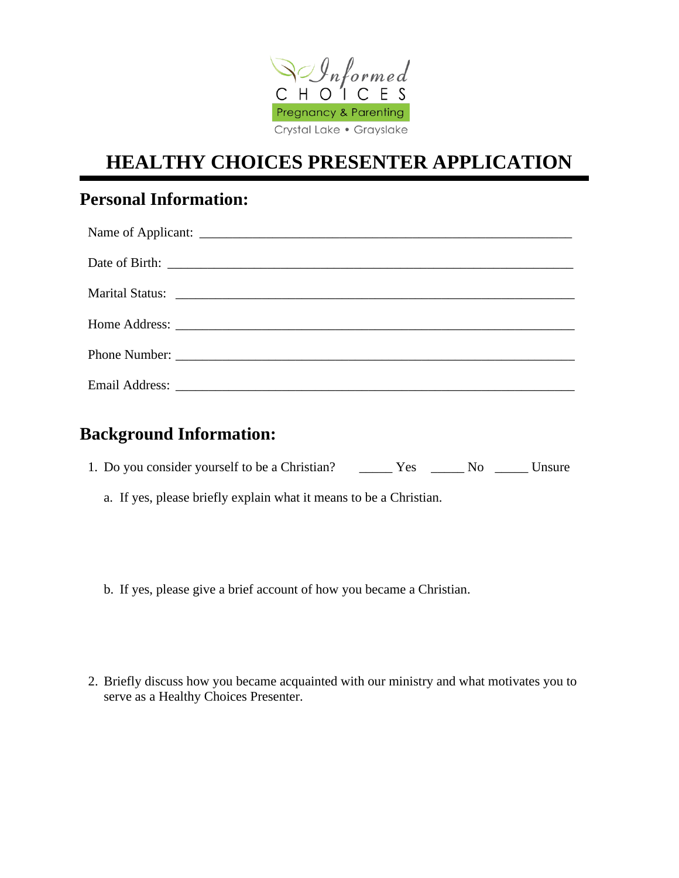Informed CHOICES
Pregnancy & Parenting
Crystal Lake • Grayslake

# HEALTHY CHOICES PRESENTER APPLICATION

## Personal Information:

Name of Applicant: ___________________________________________________________

Date of Birth: _______________________________________________________________

Marital Status: ______________________________________________________________

Home Address: ______________________________________________________________

Phone Number: ______________________________________________________________

Email Address: ______________________________________________________________

## Background Information:

1. Do you consider yourself to be a Christian? _____ Yes _____ No _____ Unsure

   a. If yes, please briefly explain what it means to be a Christian.

   b. If yes, please give a brief account of how you became a Christian.

2. Briefly discuss how you became acquainted with our ministry and what motivates you to serve as a Healthy Choices Presenter.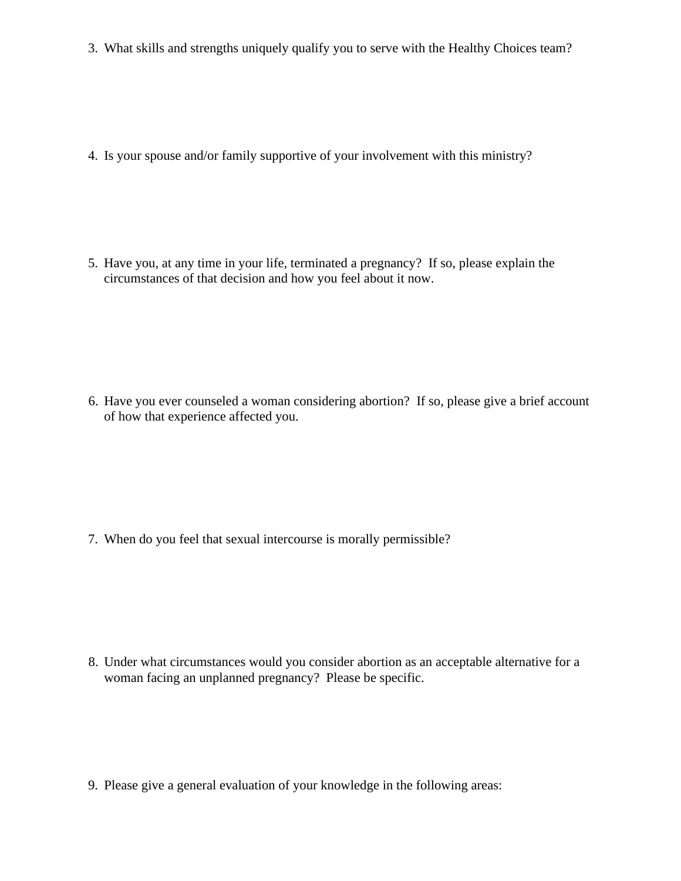3. What skills and strengths uniquely qualify you to serve with the Healthy Choices team?

4. Is your spouse and/or family supportive of your involvement with this ministry?

5. Have you, at any time in your life, terminated a pregnancy? If so, please explain the circumstances of that decision and how you feel about it now.

6. Have you ever counseled a woman considering abortion? If so, please give a brief account of how that experience affected you.

7. When do you feel that sexual intercourse is morally permissible?

8. Under what circumstances would you consider abortion as an acceptable alternative for a woman facing an unplanned pregnancy? Please be specific.

9. Please give a general evaluation of your knowledge in the following areas: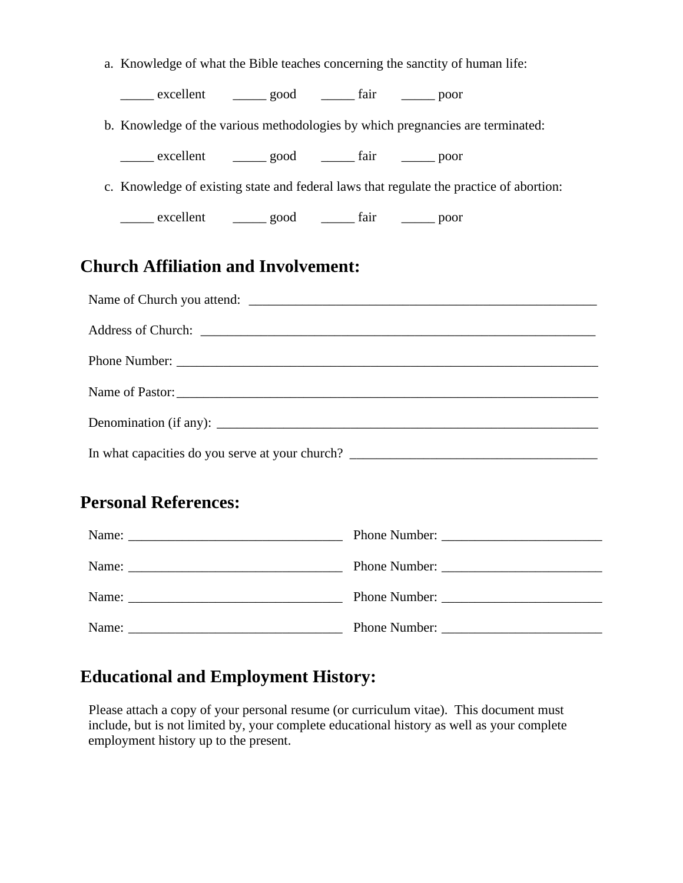a. Knowledge of what the Bible teaches concerning the sanctity of human life:

_____ excellent _____ good _____ fair _____ poor

b. Knowledge of the various methodologies by which pregnancies are terminated:

_____ excellent _____ good _____ fair _____ poor

c. Knowledge of existing state and federal laws that regulate the practice of abortion:

_____ excellent _____ good _____ fair _____ poor

## Church Affiliation and Involvement:

Name of Church you attend: _______________________________________________________

Address of Church: _______________________________________________________________

Phone Number: ___________________________________________________________________

Name of Pastor: __________________________________________________________________

Denomination (if any): ____________________________________________________________

In what capacities do you serve at your church? ____________________________________

## Personal References:

Name: ________________________________ Phone Number: ________________________

Name: ________________________________ Phone Number: ________________________

Name: ________________________________ Phone Number: ________________________

Name: ________________________________ Phone Number: ________________________

## Educational and Employment History:

Please attach a copy of your personal resume (or curriculum vitae). This document must include, but is not limited by, your complete educational history as well as your complete employment history up to the present.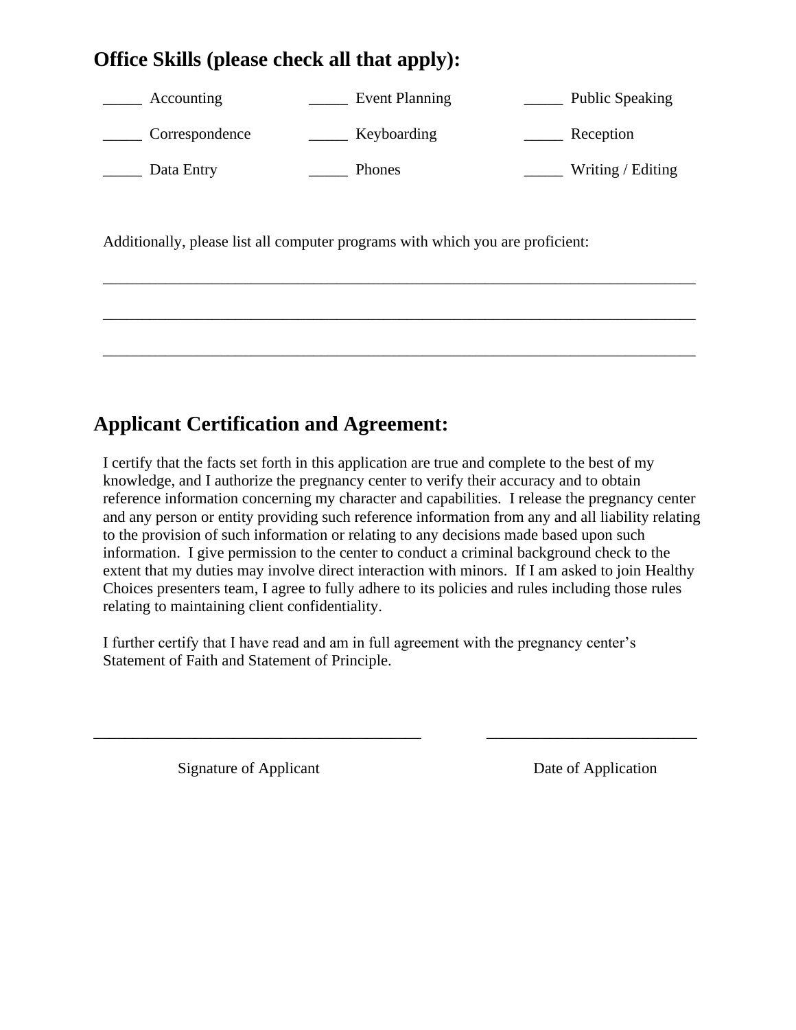## Office Skills (please check all that apply):

| | | |
|---|---|---|
| _____ Accounting | _____ Event Planning | _____ Public Speaking |
| _____ Correspondence | _____ Keyboarding | _____ Reception |
| _____ Data Entry | _____ Phones | _____ Writing / Editing |

Additionally, please list all computer programs with which you are proficient:

_______________________________________________________________________________

_______________________________________________________________________________

_______________________________________________________________________________

## Applicant Certification and Agreement:

I certify that the facts set forth in this application are true and complete to the best of my knowledge, and I authorize the pregnancy center to verify their accuracy and to obtain reference information concerning my character and capabilities. I release the pregnancy center and any person or entity providing such reference information from any and all liability relating to the provision of such information or relating to any decisions made based upon such information. I give permission to the center to conduct a criminal background check to the extent that my duties may involve direct interaction with minors. If I am asked to join Healthy Choices presenters team, I agree to fully adhere to its policies and rules including those rules relating to maintaining client confidentiality.

I further certify that I have read and am in full agreement with the pregnancy center's Statement of Faith and Statement of Principle.

___________________________________________ ___________________________

Signature of Applicant Date of Application